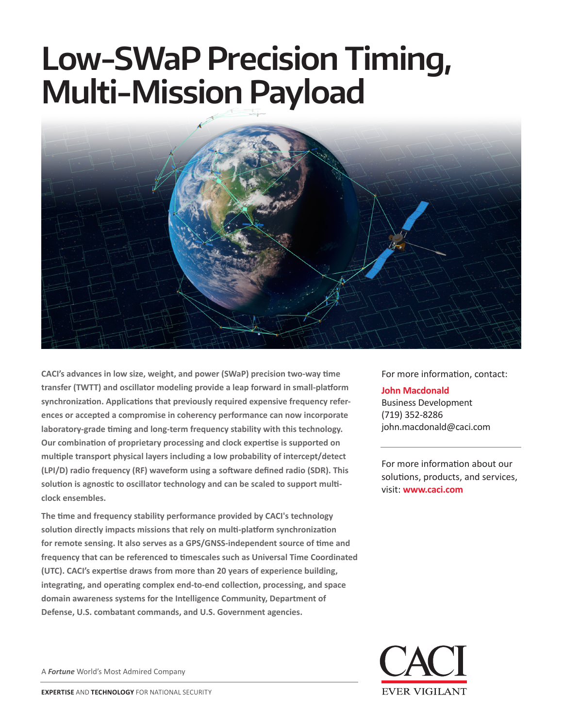# Low-SWaP Precision Timing, Multi-Mission Payload

**CACI's advances in low size, weight, and power (SWaP) precision two-way time transfer (TWTT) and oscillator modeling provide a leap forward in small-platform synchronization. Applications that previously required expensive frequency references or accepted a compromise in coherency performance can now incorporate laboratory-grade timing and long-term frequency stability with this technology. Our combination of proprietary processing and clock expertise is supported on multiple transport physical layers including a low probability of intercept/detect (LPI/D) radio frequency (RF) waveform using a software defined radio (SDR). This solution is agnostic to oscillator technology and can be scaled to support multi-clock ensembles.**

**The time and frequency stability performance provided by CACI's technology solution directly impacts missions that rely on multi-platform synchronization for remote sensing. It also serves as a GPS/GNSS-independent source of time and frequency that can be referenced to timescales such as Universal Time Coordinated (UTC). CACI's expertise draws from more than 20 years of experience building, integrating, and operating complex end-to-end collection, processing, and space domain awareness systems for the Intelligence Community, Department of Defense, U.S. combatant commands, and U.S. Government agencies.**

For more information, contact:

**John Macdonald**
Business Development
(719) 352-8286
john.macdonald@caci.com

For more information about our solutions, products, and services, visit: **www.caci.com**

A ***Fortune*** World's Most Admired Company

**EXPERTISE** AND **TECHNOLOGY** FOR NATIONAL SECURITY

CACI
EVER VIGILANT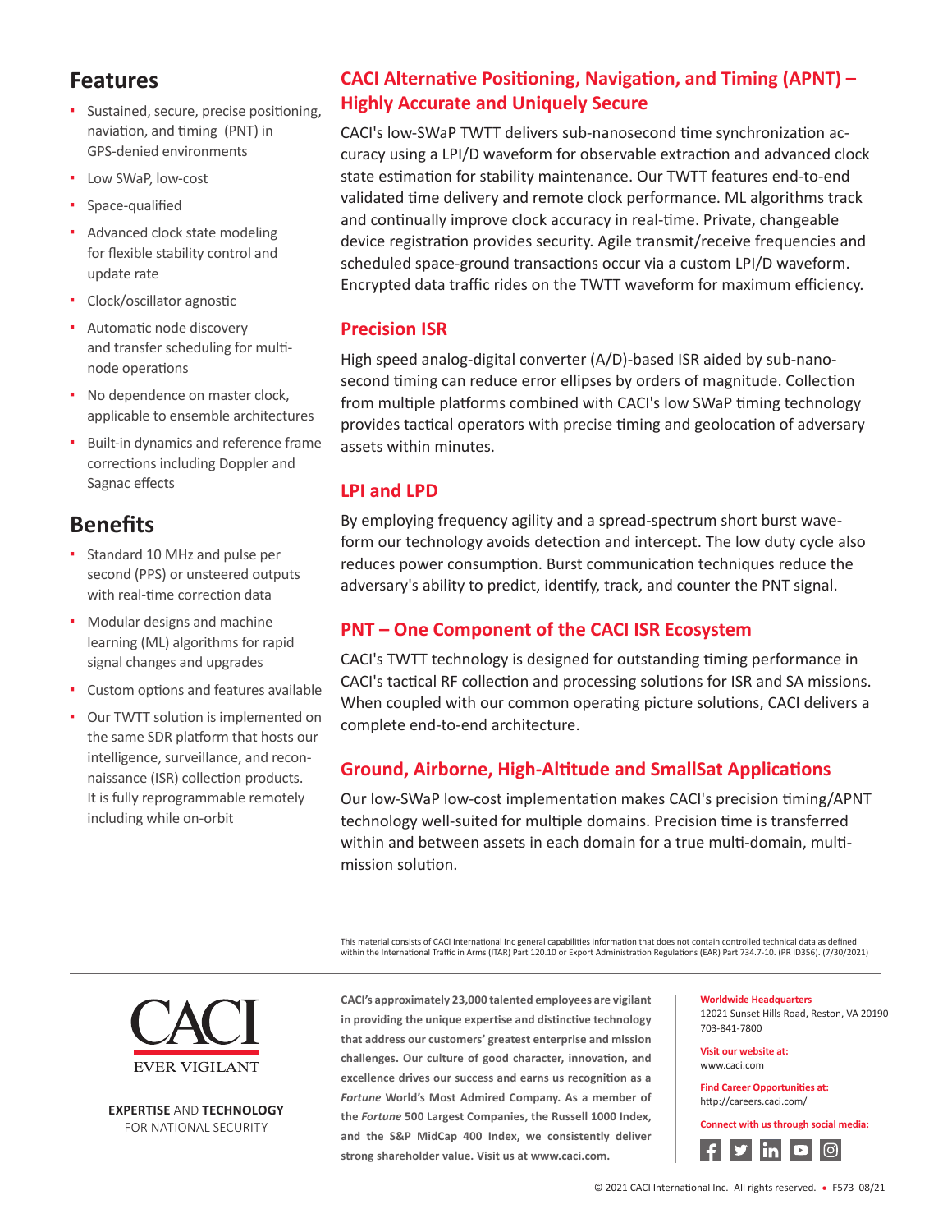## Features

- Sustained, secure, precise positioning, naviation, and timing (PNT) in GPS-denied environments
- Low SWaP, low-cost
- Space-qualified
- Advanced clock state modeling for flexible stability control and update rate
- Clock/oscillator agnostic
- Automatic node discovery and transfer scheduling for multi-node operations
- No dependence on master clock, applicable to ensemble architectures
- Built-in dynamics and reference frame corrections including Doppler and Sagnac effects

## Benefits

- Standard 10 MHz and pulse per second (PPS) or unsteered outputs with real-time correction data
- Modular designs and machine learning (ML) algorithms for rapid signal changes and upgrades
- Custom options and features available
- Our TWTT solution is implemented on the same SDR platform that hosts our intelligence, surveillance, and reconnaissance (ISR) collection products. It is fully reprogrammable remotely including while on-orbit

## CACI Alternative Positioning, Navigation, and Timing (APNT) – Highly Accurate and Uniquely Secure

CACI's low-SWaP TWTT delivers sub-nanosecond time synchronization accuracy using a LPI/D waveform for observable extraction and advanced clock state estimation for stability maintenance. Our TWTT features end-to-end validated time delivery and remote clock performance. ML algorithms track and continually improve clock accuracy in real-time. Private, changeable device registration provides security. Agile transmit/receive frequencies and scheduled space-ground transactions occur via a custom LPI/D waveform. Encrypted data traffic rides on the TWTT waveform for maximum efficiency.

## Precision ISR

High speed analog-digital converter (A/D)-based ISR aided by sub-nanosecond timing can reduce error ellipses by orders of magnitude. Collection from multiple platforms combined with CACI's low SWaP timing technology provides tactical operators with precise timing and geolocation of adversary assets within minutes.

## LPI and LPD

By employing frequency agility and a spread-spectrum short burst waveform our technology avoids detection and intercept. The low duty cycle also reduces power consumption. Burst communication techniques reduce the adversary's ability to predict, identify, track, and counter the PNT signal.

## PNT – One Component of the CACI ISR Ecosystem

CACI's TWTT technology is designed for outstanding timing performance in CACI's tactical RF collection and processing solutions for ISR and SA missions. When coupled with our common operating picture solutions, CACI delivers a complete end-to-end architecture.

## Ground, Airborne, High-Altitude and SmallSat Applications

Our low-SWaP low-cost implementation makes CACI's precision timing/APNT technology well-suited for multiple domains. Precision time is transferred within and between assets in each domain for a true multi-domain, multi-mission solution.

This material consists of CACI International Inc general capabilities information that does not contain controlled technical data as defined within the International Traffic in Arms (ITAR) Part 120.10 or Export Administration Regulations (EAR) Part 734.7-10. (PR ID356). (7/30/2021)

CACI
EVER VIGILANT

**EXPERTISE** AND **TECHNOLOGY**
FOR NATIONAL SECURITY

**CACI's approximately 23,000 talented employees are vigilant in providing the unique expertise and distinctive technology that address our customers' greatest enterprise and mission challenges. Our culture of good character, innovation, and excellence drives our success and earns us recognition as a *Fortune* World's Most Admired Company. As a member of the *Fortune* 500 Largest Companies, the Russell 1000 Index, and the S&P MidCap 400 Index, we consistently deliver strong shareholder value. Visit us at www.caci.com.**

**Worldwide Headquarters**
12021 Sunset Hills Road, Reston, VA 20190
703-841-7800

**Visit our website at:**
www.caci.com

**Find Career Opportunities at:**
http://careers.caci.com/

**Connect with us through social media:**

© 2021 CACI International Inc. All rights reserved. • F573 08/21